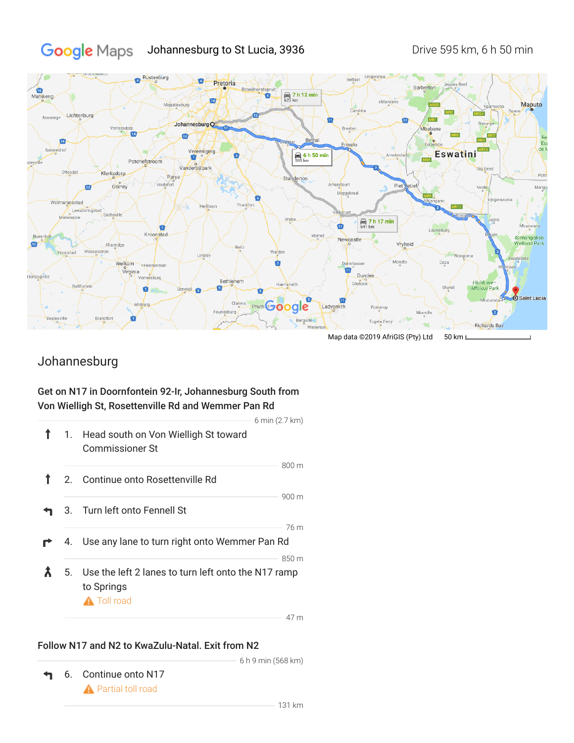Google Maps Johannesburg to St Lucia, 3936 Drive 595 km, 6 h 50 min

Map data ©2019 AfriGIS (Pty) Ltd 50 km

## Johannesburg

### Get on N17 in Doornfontein 92-Ir, Johannesburg South from Von Wielligh St, Rosettenville Rd and Wemmer Pan Rd

6 min (2.7 km)

1. Head south on Von Wielligh St toward Commissioner St

   800 m

2. Continue onto Rosettenville Rd

   900 m

3. Turn left onto Fennell St

   76 m

4. Use any lane to turn right onto Wemmer Pan Rd

   850 m

5. Use the left 2 lanes to turn left onto the N17 ramp to Springs

   ⚠ Toll road

   47 m

### Follow N17 and N2 to KwaZulu-Natal. Exit from N2

6 h 9 min (568 km)

6. Continue onto N17

   ⚠ Partial toll road

   131 km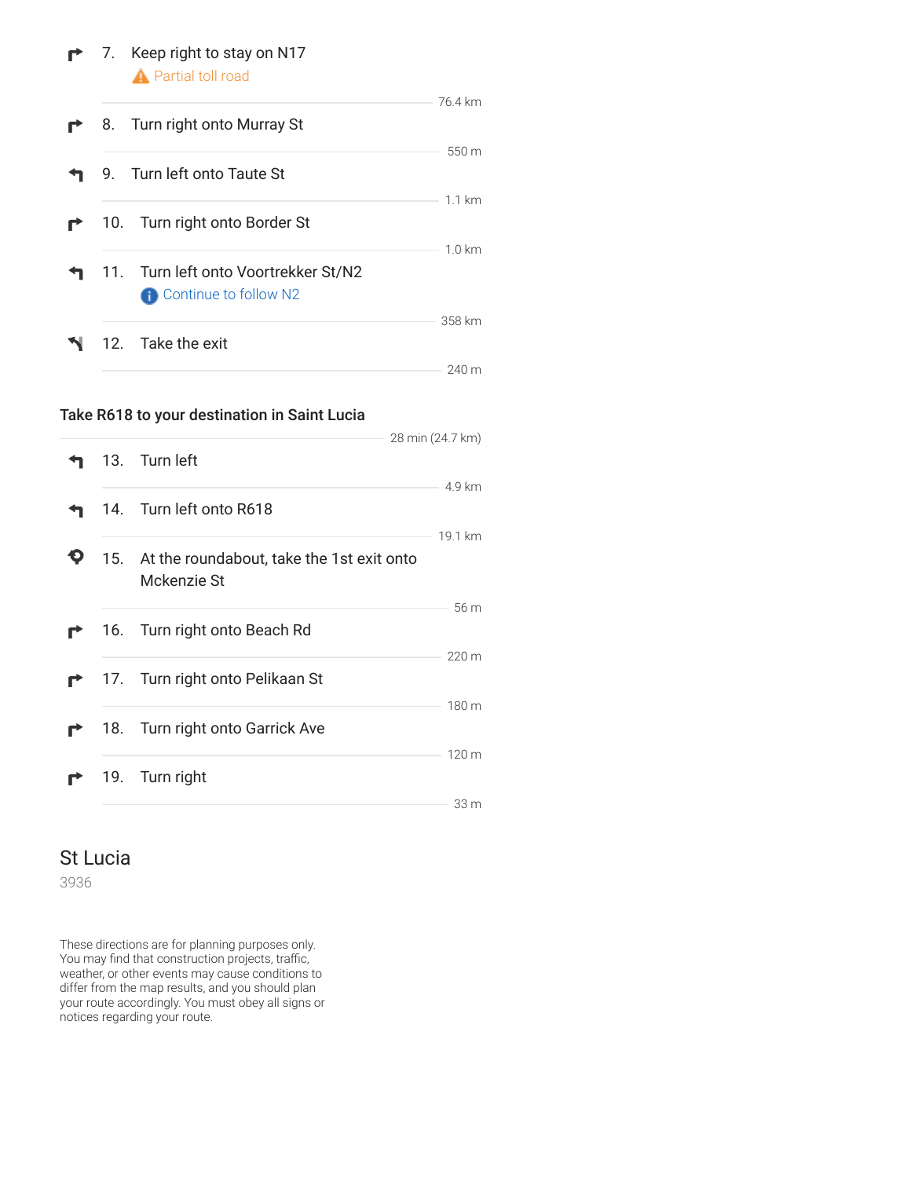7. Keep right to stay on N17
   ⚠ Partial toll road

76.4 km

8. Turn right onto Murray St

550 m

9. Turn left onto Taute St

1.1 km

10. Turn right onto Border St

1.0 km

11. Turn left onto Voortrekker St/N2
    ℹ Continue to follow N2

358 km

12. Take the exit

240 m

### Take R618 to your destination in Saint Lucia

28 min (24.7 km)

13. Turn left

4.9 km

14. Turn left onto R618

19.1 km

15. At the roundabout, take the 1st exit onto Mckenzie St

56 m

16. Turn right onto Beach Rd

220 m

17. Turn right onto Pelikaan St

180 m

18. Turn right onto Garrick Ave

120 m

19. Turn right

33 m

## St Lucia

3936

These directions are for planning purposes only. You may find that construction projects, traffic, weather, or other events may cause conditions to differ from the map results, and you should plan your route accordingly. You must obey all signs or notices regarding your route.